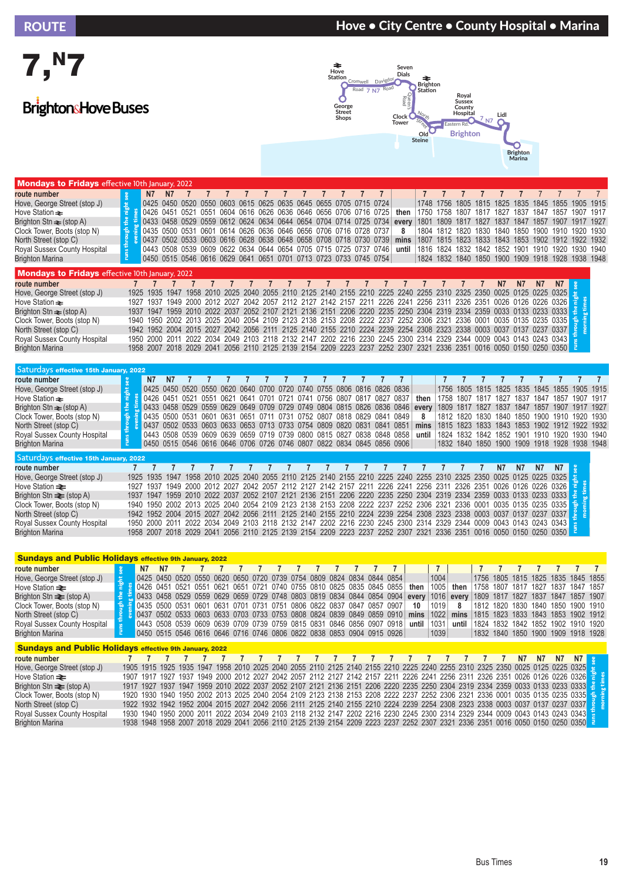# ROUTE 7, N7

## Hove • City Centre • County Hospital • Marina

Brighton & Hove Buses

Hove Station • Cromwell Road • Davigdor Road • Seven Dials • Brighton Station • George Street Shops • Queens Road • Clock Tower • North Street • Old Steine • Eastern Rd. • Royal Sussex County Hospital • Lidl • Brighton • Brighton Marina

### Mondays to Fridays effective 10th January, 2022

| route number | | N7 | N7 | 7 | 7 | 7 | 7 | 7 | 7 | 7 | 7 | 7 | 7 | 7 | | 7 | 7 | 7 | 7 | 7 | 7 | 7 | 7 | 7 | 7 |
|---|---|---|---|---|---|---|---|---|---|---|---|---|---|---|---|---|---|---|---|---|---|---|---|---|---|
| Hove, George Street (stop J) | runs through the night see evening times | 0425 | 0450 | 0520 | 0550 | 0603 | 0615 | 0625 | 0635 | 0645 | 0655 | 0705 | 0715 | 0724 | | 1748 | 1756 | 1805 | 1815 | 1825 | 1835 | 1845 | 1855 | 1905 | 1915 |
| Hove Station | | 0426 | 0451 | 0521 | 0551 | 0604 | 0616 | 0626 | 0636 | 0646 | 0656 | 0706 | 0716 | 0725 | then | 1750 | 1758 | 1807 | 1817 | 1827 | 1837 | 1847 | 1857 | 1907 | 1917 |
| Brighton Stn (stop A) | | 0433 | 0458 | 0529 | 0559 | 0612 | 0624 | 0634 | 0644 | 0654 | 0704 | 0714 | 0725 | 0734 | every | 1801 | 1809 | 1817 | 1827 | 1837 | 1847 | 1857 | 1907 | 1917 | 1927 |
| Clock Tower, Boots (stop N) | | 0435 | 0500 | 0531 | 0601 | 0614 | 0626 | 0636 | 0646 | 0656 | 0706 | 0716 | 0728 | 0737 | 8 | 1804 | 1812 | 1820 | 1830 | 1840 | 1850 | 1900 | 1910 | 1920 | 1930 |
| North Street (stop C) | | 0437 | 0502 | 0533 | 0603 | 0616 | 0628 | 0638 | 0648 | 0658 | 0708 | 0718 | 0730 | 0739 | mins | 1807 | 1815 | 1823 | 1833 | 1843 | 1853 | 1902 | 1912 | 1922 | 1932 |
| Royal Sussex County Hospital | | 0443 | 0508 | 0539 | 0609 | 0622 | 0634 | 0644 | 0654 | 0705 | 0715 | 0725 | 0737 | 0746 | until | 1816 | 1824 | 1832 | 1842 | 1852 | 1901 | 1910 | 1920 | 1930 | 1940 |
| Brighton Marina | | 0450 | 0515 | 0546 | 0616 | 0629 | 0641 | 0651 | 0701 | 0713 | 0723 | 0733 | 0745 | 0754 | | 1824 | 1832 | 1840 | 1850 | 1900 | 1909 | 1918 | 1928 | 1938 | 1948 |

### Mondays to Fridays effective 10th January, 2022

| route number | 7 | 7 | 7 | 7 | 7 | 7 | 7 | 7 | 7 | 7 | 7 | 7 | 7 | 7 | 7 | 7 | 7 | 7 | 7 | N7 | N7 | N7 | N7 | |
|---|---|---|---|---|---|---|---|---|---|---|---|---|---|---|---|---|---|---|---|---|---|---|---|---|
| Hove, George Street (stop J) | 1925 | 1935 | 1947 | 1958 | 2010 | 2025 | 2040 | 2055 | 2110 | 2125 | 2140 | 2155 | 2210 | 2225 | 2240 | 2255 | 2310 | 2325 | 2350 | 0025 | 0125 | 0225 | 0325 | runs through the night see morning times |
| Hove Station | 1927 | 1937 | 1949 | 2000 | 2012 | 2027 | 2042 | 2057 | 2112 | 2127 | 2142 | 2157 | 2211 | 2226 | 2241 | 2256 | 2311 | 2326 | 2351 | 0026 | 0126 | 0226 | 0326 | |
| Brighton Stn (stop A) | 1937 | 1947 | 1959 | 2010 | 2022 | 2037 | 2052 | 2107 | 2121 | 2136 | 2151 | 2206 | 2220 | 2235 | 2250 | 2304 | 2319 | 2334 | 2359 | 0033 | 0133 | 0233 | 0333 | |
| Clock Tower, Boots (stop N) | 1940 | 1950 | 2002 | 2013 | 2025 | 2040 | 2054 | 2109 | 2123 | 2138 | 2153 | 2208 | 2222 | 2237 | 2252 | 2306 | 2321 | 2336 | 0001 | 0035 | 0135 | 0235 | 0335 | |
| North Street (stop C) | 1942 | 1952 | 2004 | 2015 | 2027 | 2042 | 2056 | 2111 | 2125 | 2140 | 2155 | 2210 | 2224 | 2239 | 2254 | 2308 | 2323 | 2338 | 0003 | 0037 | 0137 | 0237 | 0337 | |
| Royal Sussex County Hospital | 1950 | 2000 | 2011 | 2022 | 2034 | 2049 | 2103 | 2118 | 2132 | 2147 | 2202 | 2216 | 2230 | 2245 | 2300 | 2314 | 2329 | 2344 | 0009 | 0043 | 0143 | 0243 | 0343 | |
| Brighton Marina | 1958 | 2007 | 2018 | 2029 | 2041 | 2056 | 2110 | 2125 | 2139 | 2154 | 2209 | 2223 | 2237 | 2252 | 2307 | 2321 | 2336 | 2351 | 0016 | 0050 | 0150 | 0250 | 0350 | |

### Saturdays effective 15th January, 2022

| route number | | N7 | N7 | 7 | 7 | 7 | 7 | 7 | 7 | 7 | 7 | 7 | 7 | 7 | | 7 | 7 | 7 | 7 | 7 | 7 | 7 | 7 | 7 |
|---|---|---|---|---|---|---|---|---|---|---|---|---|---|---|---|---|---|---|---|---|---|---|---|---|
| Hove, George Street (stop J) | runs through the night see evening times | 0425 | 0450 | 0520 | 0550 | 0620 | 0640 | 0700 | 0720 | 0740 | 0755 | 0806 | 0816 | 0826 | 0836 | | 1756 | 1805 | 1815 | 1825 | 1835 | 1845 | 1855 | 1905 | 1915 |
| Hove Station | | 0426 | 0451 | 0521 | 0551 | 0621 | 0641 | 0701 | 0721 | 0741 | 0756 | 0807 | 0817 | 0827 | 0837 | then | 1758 | 1807 | 1817 | 1827 | 1837 | 1847 | 1857 | 1907 | 1917 |
| Brighton Stn (stop A) | | 0433 | 0458 | 0529 | 0559 | 0629 | 0649 | 0709 | 0729 | 0749 | 0804 | 0815 | 0826 | 0836 | 0846 | every | 1809 | 1817 | 1827 | 1837 | 1847 | 1857 | 1907 | 1917 | 1927 |
| Clock Tower, Boots (stop N) | | 0435 | 0500 | 0531 | 0601 | 0631 | 0651 | 0711 | 0731 | 0752 | 0807 | 0818 | 0829 | 0838 | 0849 | 8 | 1812 | 1820 | 1830 | 1840 | 1850 | 1900 | 1910 | 1920 | 1930 |
| North Street (stop C) | | 0437 | 0502 | 0533 | 0603 | 0633 | 0653 | 0713 | 0733 | 0754 | 0809 | 0820 | 0831 | 0841 | 0851 | mins | 1815 | 1823 | 1833 | 1843 | 1853 | 1902 | 1912 | 1922 | 1932 |
| Royal Sussex County Hospital | | 0443 | 0508 | 0539 | 0609 | 0639 | 0659 | 0719 | 0739 | 0800 | 0815 | 0827 | 0838 | 0848 | 0858 | until | 1824 | 1832 | 1842 | 1852 | 1901 | 1910 | 1920 | 1930 | 1940 |
| Brighton Marina | | 0450 | 0515 | 0546 | 0616 | 0646 | 0706 | 0726 | 0746 | 0807 | 0822 | 0834 | 0845 | 0856 | 0906 | | 1832 | 1840 | 1850 | 1900 | 1909 | 1918 | 1928 | 1938 | 1948 |

### Saturdays effective 15th January, 2022

| route number | 7 | 7 | 7 | 7 | 7 | 7 | 7 | 7 | 7 | 7 | 7 | 7 | 7 | 7 | 7 | 7 | 7 | 7 | 7 | N7 | N7 | N7 | N7 | |
|---|---|---|---|---|---|---|---|---|---|---|---|---|---|---|---|---|---|---|---|---|---|---|---|---|
| Hove, George Street (stop J) | 1925 | 1935 | 1947 | 1958 | 2010 | 2025 | 2040 | 2055 | 2110 | 2125 | 2140 | 2155 | 2210 | 2225 | 2240 | 2255 | 2310 | 2325 | 2350 | 0025 | 0125 | 0225 | 0325 | runs through the night see morning times |
| Hove Station | 1927 | 1937 | 1949 | 2000 | 2012 | 2027 | 2042 | 2057 | 2112 | 2127 | 2142 | 2157 | 2211 | 2226 | 2241 | 2256 | 2311 | 2326 | 2351 | 0026 | 0126 | 0226 | 0326 | |
| Brighton Stn (stop A) | 1937 | 1947 | 1959 | 2010 | 2022 | 2037 | 2052 | 2107 | 2121 | 2136 | 2151 | 2206 | 2220 | 2235 | 2250 | 2304 | 2319 | 2334 | 2359 | 0033 | 0133 | 0233 | 0333 | |
| Clock Tower, Boots (stop N) | 1940 | 1950 | 2002 | 2013 | 2025 | 2040 | 2054 | 2109 | 2123 | 2138 | 2153 | 2208 | 2222 | 2237 | 2252 | 2306 | 2321 | 2336 | 0001 | 0035 | 0135 | 0235 | 0335 | |
| North Street (stop C) | 1942 | 1952 | 2004 | 2015 | 2027 | 2042 | 2056 | 2111 | 2125 | 2140 | 2155 | 2210 | 2224 | 2239 | 2254 | 2308 | 2323 | 2338 | 0003 | 0037 | 0137 | 0237 | 0337 | |
| Royal Sussex County Hospital | 1950 | 2000 | 2011 | 2022 | 2034 | 2049 | 2103 | 2118 | 2132 | 2147 | 2202 | 2216 | 2230 | 2245 | 2300 | 2314 | 2329 | 2344 | 0009 | 0043 | 0143 | 0243 | 0343 | |
| Brighton Marina | 1958 | 2007 | 2018 | 2029 | 2041 | 2056 | 2110 | 2125 | 2139 | 2154 | 2209 | 2223 | 2237 | 2252 | 2307 | 2321 | 2336 | 2351 | 0016 | 0050 | 0150 | 0250 | 0350 | |

### Sundays and Public Holidays effective 9th January, 2022

| route number | | N7 | N7 | 7 | 7 | 7 | 7 | 7 | 7 | 7 | 7 | 7 | 7 | 7 | 7 | | 7 | | 7 | 7 | 7 | 7 | 7 | 7 | 7 |
|---|---|---|---|---|---|---|---|---|---|---|---|---|---|---|---|---|---|---|---|---|---|---|---|---|---|
| Hove, George Street (stop J) | runs through the night see evening times | 0425 | 0450 | 0520 | 0550 | 0620 | 0650 | 0720 | 0739 | 0754 | 0809 | 0824 | 0834 | 0844 | 0854 | | 1004 | | 1756 | 1805 | 1815 | 1825 | 1835 | 1845 | 1855 |
| Hove Station | | 0426 | 0451 | 0521 | 0551 | 0621 | 0651 | 0721 | 0740 | 0755 | 0810 | 0825 | 0835 | 0845 | 0855 | then | 1005 | then | 1758 | 1807 | 1817 | 1827 | 1837 | 1847 | 1857 |
| Brighton Stn (stop A) | | 0433 | 0458 | 0529 | 0559 | 0629 | 0659 | 0729 | 0748 | 0803 | 0819 | 0834 | 0844 | 0854 | 0904 | every | 1016 | every | 1809 | 1817 | 1827 | 1837 | 1847 | 1857 | 1907 |
| Clock Tower, Boots (stop N) | | 0435 | 0500 | 0531 | 0601 | 0631 | 0701 | 0731 | 0751 | 0806 | 0822 | 0837 | 0847 | 0857 | 0907 | 10 | 1019 | 8 | 1812 | 1820 | 1830 | 1840 | 1850 | 1900 | 1910 |
| North Street (stop C) | | 0437 | 0502 | 0533 | 0603 | 0633 | 0703 | 0733 | 0753 | 0808 | 0824 | 0839 | 0849 | 0859 | 0910 | mins | 1022 | mins | 1815 | 1823 | 1833 | 1843 | 1853 | 1902 | 1912 |
| Royal Sussex County Hospital | | 0443 | 0508 | 0539 | 0609 | 0639 | 0709 | 0739 | 0759 | 0815 | 0831 | 0846 | 0856 | 0907 | 0918 | until | 1031 | until | 1824 | 1832 | 1842 | 1852 | 1902 | 1910 | 1920 |
| Brighton Marina | | 0450 | 0515 | 0546 | 0616 | 0646 | 0716 | 0746 | 0806 | 0822 | 0838 | 0853 | 0904 | 0915 | 0926 | | 1039 | | 1832 | 1840 | 1850 | 1900 | 1909 | 1918 | 1928 |

### Sundays and Public Holidays effective 9th January, 2022

| route number | 7 | 7 | 7 | 7 | 7 | 7 | 7 | 7 | 7 | 7 | 7 | 7 | 7 | 7 | 7 | 7 | 7 | 7 | 7 | 7 | 7 | 7 | N7 | N7 | N7 | N7 | |
|---|---|---|---|---|---|---|---|---|---|---|---|---|---|---|---|---|---|---|---|---|---|---|---|---|---|---|---|
| Hove, George Street (stop J) | 1905 | 1915 | 1925 | 1935 | 1947 | 1958 | 2010 | 2025 | 2040 | 2055 | 2110 | 2125 | 2140 | 2155 | 2210 | 2225 | 2240 | 2255 | 2310 | 2325 | 2350 | 0025 | 0125 | 0225 | 0325 | runs through the night see morning times |
| Hove Station | 1907 | 1917 | 1927 | 1937 | 1949 | 2000 | 2012 | 2027 | 2042 | 2057 | 2112 | 2127 | 2142 | 2157 | 2211 | 2226 | 2241 | 2256 | 2311 | 2326 | 2351 | 0026 | 0126 | 0226 | 0326 | |
| Brighton Stn (stop A) | 1917 | 1927 | 1937 | 1947 | 1959 | 2010 | 2022 | 2037 | 2052 | 2107 | 2121 | 2136 | 2151 | 2206 | 2220 | 2235 | 2250 | 2304 | 2319 | 2334 | 2359 | 0033 | 0133 | 0233 | 0333 | |
| Clock Tower, Boots (stop N) | 1920 | 1930 | 1940 | 1950 | 2002 | 2013 | 2025 | 2040 | 2054 | 2109 | 2123 | 2138 | 2153 | 2208 | 2222 | 2237 | 2252 | 2306 | 2321 | 2336 | 0001 | 0035 | 0135 | 0235 | 0335 | |
| North Street (stop C) | 1922 | 1932 | 1942 | 1952 | 2004 | 2015 | 2027 | 2042 | 2056 | 2111 | 2125 | 2140 | 2155 | 2210 | 2224 | 2239 | 2254 | 2308 | 2323 | 2338 | 0003 | 0037 | 0137 | 0237 | 0337 | |
| Royal Sussex County Hospital | 1930 | 1940 | 1950 | 2000 | 2011 | 2022 | 2034 | 2049 | 2103 | 2118 | 2132 | 2147 | 2202 | 2216 | 2230 | 2245 | 2300 | 2314 | 2329 | 2344 | 0009 | 0043 | 0143 | 0243 | 0343 | |
| Brighton Marina | 1938 | 1948 | 1958 | 2007 | 2018 | 2029 | 2041 | 2056 | 2110 | 2125 | 2139 | 2154 | 2209 | 2223 | 2237 | 2252 | 2307 | 2321 | 2336 | 2351 | 0016 | 0050 | 0150 | 0250 | 0350 | |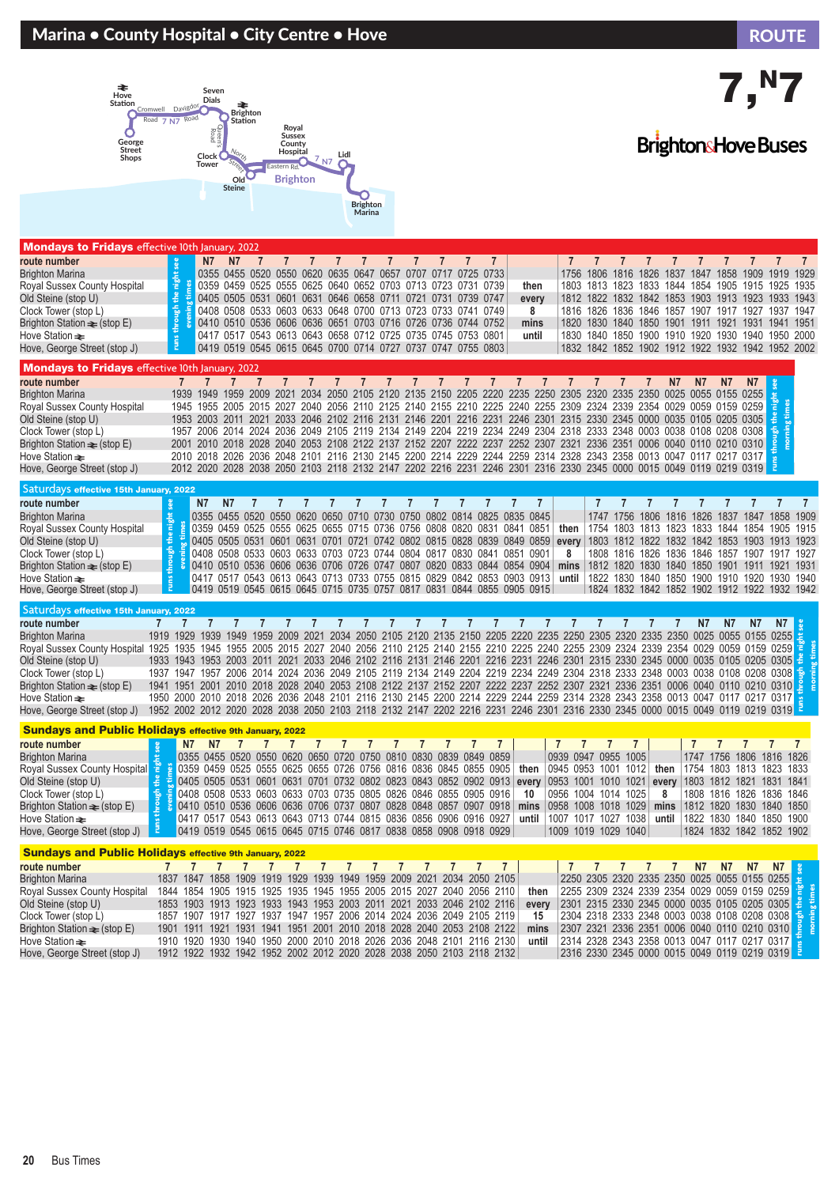# Marina • County Hospital • City Centre • Hove

**ROUTE 7, N7**

**Brighton & Hove Buses**

Hove Station
Seven Dials
Brighton Station
Cromwell Road
Davigdor Road
7 N7
Queen's Road
Royal Sussex County Hospital
George Street Shops
Clock Tower
North Street
Eastern Rd.
7 N7
Lidl
Old Steine
Brighton
Brighton Marina

## Mondays to Fridays effective 10th January, 2022

| route number | | N7 | N7 | 7 | 7 | 7 | 7 | 7 | 7 | 7 | 7 | 7 | 7 | | 7 | 7 | 7 | 7 | 7 | 7 | 7 | 7 | 7 | 7 |
|---|---|---|---|---|---|---|---|---|---|---|---|---|---|---|---|---|---|---|---|---|---|---|---|---|
| Brighton Marina | runs through the night see evening times | 0355 | 0455 | 0520 | 0550 | 0620 | 0635 | 0647 | 0657 | 0707 | 0717 | 0725 | 0733 | | 1756 | 1806 | 1816 | 1826 | 1837 | 1847 | 1858 | 1909 | 1919 | 1929 |
| Royal Sussex County Hospital | | 0359 | 0459 | 0525 | 0555 | 0625 | 0640 | 0652 | 0703 | 0713 | 0723 | 0731 | 0739 | then | 1803 | 1813 | 1823 | 1833 | 1844 | 1854 | 1905 | 1915 | 1925 | 1935 |
| Old Steine (stop U) | | 0405 | 0505 | 0531 | 0601 | 0631 | 0646 | 0658 | 0711 | 0721 | 0731 | 0739 | 0747 | every | 1812 | 1822 | 1832 | 1842 | 1853 | 1903 | 1913 | 1923 | 1933 | 1943 |
| Clock Tower (stop L) | | 0408 | 0508 | 0533 | 0603 | 0633 | 0648 | 0700 | 0713 | 0723 | 0733 | 0741 | 0749 | 8 | 1816 | 1826 | 1836 | 1846 | 1857 | 1907 | 1917 | 1927 | 1937 | 1947 |
| Brighton Station (stop E) | | 0410 | 0510 | 0536 | 0606 | 0636 | 0651 | 0703 | 0716 | 0726 | 0736 | 0744 | 0752 | mins | 1820 | 1830 | 1840 | 1850 | 1901 | 1911 | 1921 | 1931 | 1941 | 1951 |
| Hove Station | | 0417 | 0517 | 0543 | 0613 | 0643 | 0658 | 0712 | 0725 | 0735 | 0745 | 0753 | 0801 | until | 1830 | 1840 | 1850 | 1900 | 1910 | 1920 | 1930 | 1940 | 1950 | 2000 |
| Hove, George Street (stop J) | | 0419 | 0519 | 0545 | 0615 | 0645 | 0700 | 0714 | 0727 | 0737 | 0747 | 0755 | 0803 | | 1832 | 1842 | 1852 | 1902 | 1912 | 1922 | 1932 | 1942 | 1952 | 2002 |

## Mondays to Fridays effective 10th January, 2022

| route number | 7 | 7 | 7 | 7 | 7 | 7 | 7 | 7 | 7 | 7 | 7 | 7 | 7 | 7 | 7 | 7 | 7 | 7 | 7 | N7 | N7 | N7 | N7 | |
|---|---|---|---|---|---|---|---|---|---|---|---|---|---|---|---|---|---|---|---|---|---|---|---|---|
| Brighton Marina | 1939 | 1949 | 1959 | 2009 | 2021 | 2034 | 2050 | 2105 | 2120 | 2135 | 2150 | 2205 | 2220 | 2235 | 2250 | 2305 | 2320 | 2335 | 2350 | 0025 | 0055 | 0155 | 0255 | runs through the night see morning times |
| Royal Sussex County Hospital | 1945 | 1955 | 2005 | 2015 | 2027 | 2040 | 2056 | 2110 | 2125 | 2140 | 2155 | 2210 | 2225 | 2240 | 2255 | 2309 | 2324 | 2339 | 2354 | 0029 | 0059 | 0159 | 0259 | |
| Old Steine (stop U) | 1953 | 2003 | 2011 | 2021 | 2033 | 2046 | 2102 | 2116 | 2131 | 2146 | 2201 | 2216 | 2231 | 2246 | 2301 | 2315 | 2330 | 2345 | 0000 | 0035 | 0105 | 0205 | 0305 | |
| Clock Tower (stop L) | 1957 | 2006 | 2014 | 2024 | 2036 | 2049 | 2105 | 2119 | 2134 | 2149 | 2204 | 2219 | 2234 | 2249 | 2304 | 2318 | 2333 | 2348 | 0003 | 0038 | 0108 | 0208 | 0308 | |
| Brighton Station (stop E) | 2001 | 2010 | 2018 | 2028 | 2040 | 2053 | 2108 | 2122 | 2137 | 2152 | 2207 | 2222 | 2237 | 2252 | 2307 | 2321 | 2336 | 2351 | 0006 | 0040 | 0110 | 0210 | 0310 | |
| Hove Station | 2010 | 2018 | 2026 | 2036 | 2048 | 2101 | 2116 | 2130 | 2145 | 2200 | 2214 | 2229 | 2244 | 2259 | 2314 | 2328 | 2343 | 2358 | 0013 | 0047 | 0117 | 0217 | 0317 | |
| Hove, George Street (stop J) | 2012 | 2020 | 2028 | 2038 | 2050 | 2103 | 2118 | 2132 | 2147 | 2202 | 2216 | 2231 | 2246 | 2301 | 2316 | 2330 | 2345 | 0000 | 0015 | 0049 | 0119 | 0219 | 0319 | |

## Saturdays effective 15th January, 2022

| route number | | N7 | N7 | 7 | 7 | 7 | 7 | 7 | 7 | 7 | 7 | 7 | 7 | 7 | 7 | | 7 | 7 | 7 | 7 | 7 | 7 | 7 | 7 | 7 |
|---|---|---|---|---|---|---|---|---|---|---|---|---|---|---|---|---|---|---|---|---|---|---|---|---|---|
| Brighton Marina | runs through the night see evening times | 0355 | 0455 | 0520 | 0550 | 0620 | 0650 | 0710 | 0730 | 0750 | 0802 | 0814 | 0825 | 0835 | 0845 | | 1747 | 1756 | 1806 | 1816 | 1826 | 1837 | 1847 | 1858 | 1909 |
| Royal Sussex County Hospital | | 0359 | 0459 | 0525 | 0555 | 0625 | 0655 | 0715 | 0736 | 0756 | 0808 | 0820 | 0831 | 0841 | 0851 | then | 1754 | 1803 | 1813 | 1823 | 1833 | 1844 | 1854 | 1905 | 1915 |
| Old Steine (stop U) | | 0405 | 0505 | 0531 | 0601 | 0631 | 0701 | 0721 | 0742 | 0802 | 0815 | 0828 | 0839 | 0849 | 0859 | every | 1803 | 1812 | 1822 | 1832 | 1842 | 1853 | 1903 | 1913 | 1923 |
| Clock Tower (stop L) | | 0408 | 0508 | 0533 | 0603 | 0633 | 0703 | 0723 | 0744 | 0804 | 0817 | 0830 | 0841 | 0851 | 0901 | 8 | 1808 | 1816 | 1826 | 1836 | 1846 | 1857 | 1907 | 1917 | 1927 |
| Brighton Station (stop E) | | 0410 | 0510 | 0536 | 0606 | 0636 | 0706 | 0726 | 0747 | 0807 | 0820 | 0833 | 0844 | 0854 | 0904 | mins | 1812 | 1820 | 1830 | 1840 | 1850 | 1901 | 1911 | 1921 | 1931 |
| Hove Station | | 0417 | 0517 | 0543 | 0613 | 0643 | 0713 | 0733 | 0755 | 0815 | 0829 | 0842 | 0853 | 0903 | 0913 | until | 1822 | 1830 | 1840 | 1850 | 1900 | 1910 | 1920 | 1930 | 1940 |
| Hove, George Street (stop J) | | 0419 | 0519 | 0545 | 0615 | 0645 | 0715 | 0735 | 0757 | 0817 | 0831 | 0844 | 0855 | 0905 | 0915 | | 1824 | 1832 | 1842 | 1852 | 1902 | 1912 | 1922 | 1932 | 1942 |

## Saturdays effective 15th January, 2022

| route number | 7 | 7 | 7 | 7 | 7 | 7 | 7 | 7 | 7 | 7 | 7 | 7 | 7 | 7 | 7 | 7 | 7 | 7 | 7 | 7 | 7 | N7 | N7 | N7 | N7 | |
|---|---|---|---|---|---|---|---|---|---|---|---|---|---|---|---|---|---|---|---|---|---|---|---|---|---|---|
| Brighton Marina | 1919 | 1929 | 1939 | 1949 | 1959 | 2009 | 2021 | 2034 | 2050 | 2105 | 2120 | 2135 | 2150 | 2205 | 2220 | 2235 | 2250 | 2305 | 2320 | 2335 | 2350 | 0025 | 0055 | 0155 | 0255 | runs through the night see morning times |
| Royal Sussex County Hospital | 1925 | 1935 | 1945 | 1955 | 2005 | 2015 | 2027 | 2040 | 2056 | 2110 | 2125 | 2140 | 2155 | 2210 | 2225 | 2240 | 2255 | 2309 | 2324 | 2339 | 2354 | 0029 | 0059 | 0159 | 0259 | |
| Old Steine (stop U) | 1933 | 1943 | 1953 | 2003 | 2011 | 2021 | 2033 | 2046 | 2102 | 2116 | 2131 | 2146 | 2201 | 2216 | 2231 | 2246 | 2301 | 2315 | 2330 | 2345 | 0000 | 0035 | 0105 | 0205 | 0305 | |
| Clock Tower (stop L) | 1937 | 1947 | 1957 | 2006 | 2014 | 2024 | 2036 | 2049 | 2105 | 2119 | 2134 | 2149 | 2204 | 2219 | 2234 | 2249 | 2304 | 2318 | 2333 | 2348 | 0003 | 0038 | 0108 | 0208 | 0308 | |
| Brighton Station (stop E) | 1941 | 1951 | 2001 | 2010 | 2018 | 2028 | 2040 | 2053 | 2108 | 2122 | 2137 | 2152 | 2207 | 2222 | 2237 | 2252 | 2307 | 2321 | 2336 | 2351 | 0006 | 0040 | 0110 | 0210 | 0310 | |
| Hove Station | 1950 | 2000 | 2010 | 2018 | 2026 | 2036 | 2048 | 2101 | 2116 | 2130 | 2145 | 2200 | 2214 | 2229 | 2244 | 2259 | 2314 | 2328 | 2343 | 2358 | 0013 | 0047 | 0117 | 0217 | 0317 | |
| Hove, George Street (stop J) | 1952 | 2002 | 2012 | 2020 | 2028 | 2038 | 2050 | 2103 | 2118 | 2132 | 2147 | 2202 | 2216 | 2231 | 2246 | 2301 | 2316 | 2330 | 2345 | 0000 | 0015 | 0049 | 0119 | 0219 | 0319 | |

## Sundays and Public Holidays effective 9th January, 2022

| route number | | N7 | N7 | 7 | 7 | 7 | 7 | 7 | 7 | 7 | 7 | 7 | 7 | 7 | | 7 | 7 | 7 | 7 | | 7 | 7 | 7 | 7 | 7 |
|---|---|---|---|---|---|---|---|---|---|---|---|---|---|---|---|---|---|---|---|---|---|---|---|---|---|
| Brighton Marina | runs through the night see evening times | 0355 | 0455 | 0520 | 0550 | 0620 | 0650 | 0720 | 0750 | 0810 | 0830 | 0839 | 0849 | 0859 | | 0939 | 0947 | 0955 | 1005 | | 1747 | 1756 | 1806 | 1816 | 1826 |
| Royal Sussex County Hospital | | 0359 | 0459 | 0525 | 0555 | 0625 | 0655 | 0726 | 0756 | 0816 | 0836 | 0845 | 0855 | 0905 | then | 0945 | 0953 | 1001 | 1012 | then | 1754 | 1803 | 1813 | 1823 | 1833 |
| Old Steine (stop U) | | 0405 | 0505 | 0531 | 0601 | 0631 | 0701 | 0732 | 0802 | 0823 | 0843 | 0852 | 0902 | 0913 | every | 0953 | 1001 | 1010 | 1021 | every | 1803 | 1812 | 1821 | 1831 | 1841 |
| Clock Tower (stop L) | | 0408 | 0508 | 0533 | 0603 | 0633 | 0703 | 0735 | 0805 | 0826 | 0846 | 0855 | 0905 | 0916 | 10 | 0956 | 1004 | 1014 | 1025 | 8 | 1808 | 1816 | 1826 | 1836 | 1846 |
| Brighton Station (stop E) | | 0410 | 0510 | 0536 | 0606 | 0636 | 0706 | 0737 | 0807 | 0828 | 0848 | 0857 | 0907 | 0918 | mins | 0958 | 1008 | 1018 | 1029 | mins | 1812 | 1820 | 1830 | 1840 | 1850 |
| Hove Station | | 0417 | 0517 | 0543 | 0613 | 0643 | 0713 | 0744 | 0815 | 0836 | 0856 | 0906 | 0916 | 0927 | until | 1007 | 1017 | 1027 | 1038 | until | 1822 | 1830 | 1840 | 1850 | 1900 |
| Hove, George Street (stop J) | | 0419 | 0519 | 0545 | 0615 | 0645 | 0715 | 0746 | 0817 | 0838 | 0858 | 0908 | 0918 | 0929 | | 1009 | 1019 | 1029 | 1040 | | 1824 | 1832 | 1842 | 1852 | 1902 |

## Sundays and Public Holidays effective 9th January, 2022

| route number | 7 | 7 | 7 | 7 | 7 | 7 | 7 | 7 | 7 | 7 | 7 | 7 | 7 | 7 | | 7 | 7 | 7 | 7 | 7 | N7 | N7 | N7 | N7 | |
|---|---|---|---|---|---|---|---|---|---|---|---|---|---|---|---|---|---|---|---|---|---|---|---|---|---|
| Brighton Marina | 1837 | 1847 | 1858 | 1909 | 1919 | 1929 | 1939 | 1949 | 1959 | 2009 | 2021 | 2034 | 2050 | 2105 | | 2250 | 2305 | 2320 | 2335 | 2350 | 0025 | 0055 | 0155 | 0255 | runs through the night see morning times |
| Royal Sussex County Hospital | 1844 | 1854 | 1905 | 1915 | 1925 | 1935 | 1945 | 1955 | 2005 | 2015 | 2027 | 2040 | 2056 | 2110 | then | 2255 | 2309 | 2324 | 2339 | 2354 | 0029 | 0059 | 0159 | 0259 | |
| Old Steine (stop U) | 1853 | 1903 | 1913 | 1923 | 1933 | 1943 | 1953 | 2003 | 2011 | 2021 | 2033 | 2046 | 2102 | 2116 | every | 2301 | 2315 | 2330 | 2345 | 0000 | 0035 | 0105 | 0205 | 0305 | |
| Clock Tower (stop L) | 1857 | 1907 | 1917 | 1927 | 1937 | 1947 | 1957 | 2006 | 2014 | 2024 | 2036 | 2049 | 2105 | 2119 | 15 | 2304 | 2318 | 2333 | 2348 | 0003 | 0038 | 0108 | 0208 | 0308 | |
| Brighton Station (stop E) | 1901 | 1911 | 1921 | 1931 | 1941 | 1951 | 2001 | 2010 | 2018 | 2028 | 2040 | 2053 | 2108 | 2122 | mins | 2307 | 2321 | 2336 | 2351 | 0006 | 0040 | 0110 | 0210 | 0310 | |
| Hove Station | 1910 | 1920 | 1930 | 1940 | 1950 | 2000 | 2010 | 2018 | 2026 | 2036 | 2048 | 2101 | 2116 | 2130 | until | 2314 | 2328 | 2343 | 2358 | 0013 | 0047 | 0117 | 0217 | 0317 | |
| Hove, George Street (stop J) | 1912 | 1922 | 1932 | 1942 | 1952 | 2002 | 2012 | 2020 | 2028 | 2038 | 2050 | 2103 | 2118 | 2132 | | 2316 | 2330 | 2345 | 0000 | 0015 | 0049 | 0119 | 0219 | 0319 | |